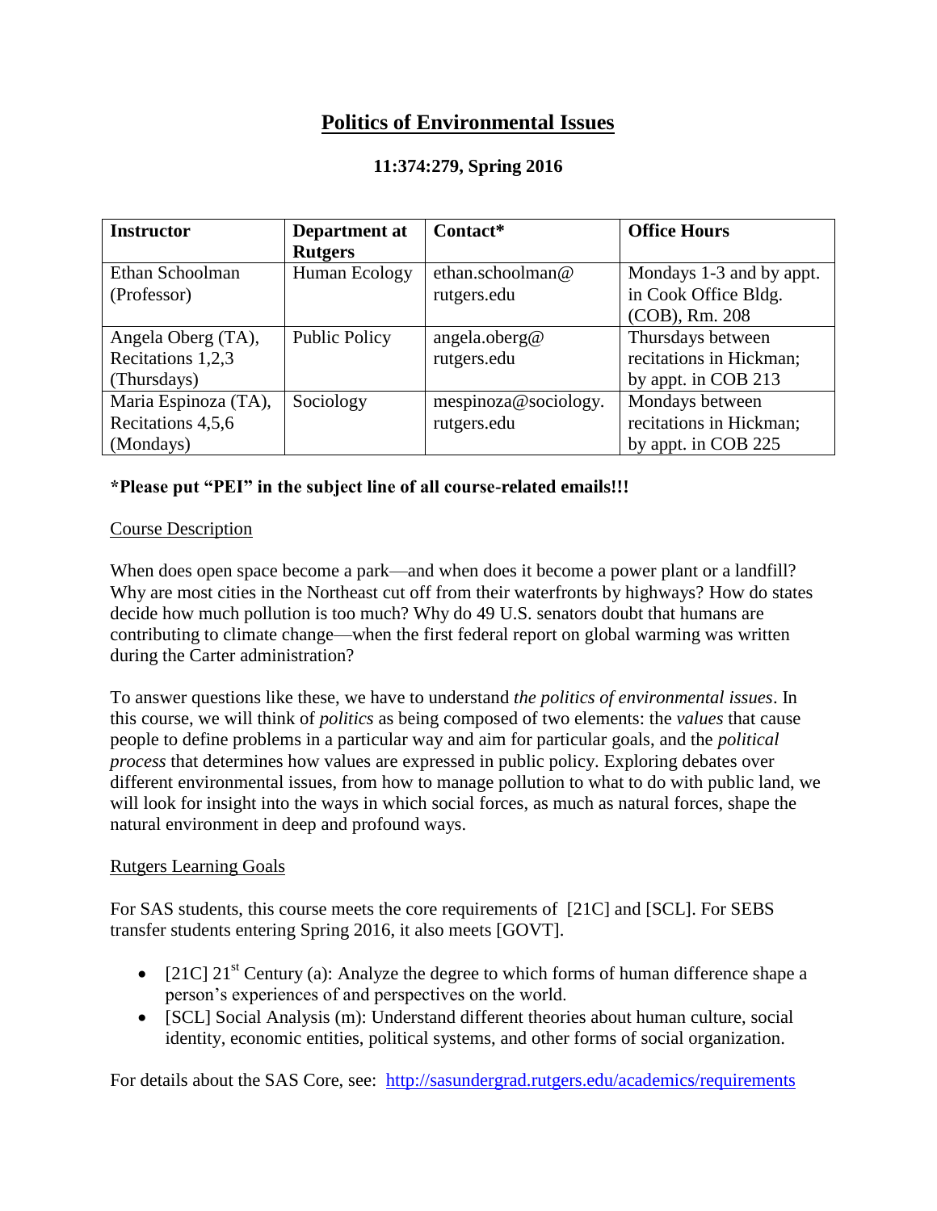# Politics of Environmental Issues

**11:374:279, Spring 2016**

| **Instructor** | **Department at Rutgers** | **Contact*** | **Office Hours** |
|---|---|---|---|
| Ethan Schoolman (Professor) | Human Ecology | ethan.schoolman@rutgers.edu | Mondays 1-3 and by appt. in Cook Office Bldg. (COB), Rm. 208 |
| Angela Oberg (TA), Recitations 1,2,3 (Thursdays) | Public Policy | angela.oberg@rutgers.edu | Thursdays between recitations in Hickman; by appt. in COB 213 |
| Maria Espinoza (TA), Recitations 4,5,6 (Mondays) | Sociology | mespinoza@sociology.rutgers.edu | Mondays between recitations in Hickman; by appt. in COB 225 |

**\*Please put "PEI" in the subject line of all course-related emails!!!**

## Course Description

When does open space become a park—and when does it become a power plant or a landfill? Why are most cities in the Northeast cut off from their waterfronts by highways? How do states decide how much pollution is too much? Why do 49 U.S. senators doubt that humans are contributing to climate change—when the first federal report on global warming was written during the Carter administration?

To answer questions like these, we have to understand *the politics of environmental issues*. In this course, we will think of *politics* as being composed of two elements: the *values* that cause people to define problems in a particular way and aim for particular goals, and the *political process* that determines how values are expressed in public policy. Exploring debates over different environmental issues, from how to manage pollution to what to do with public land, we will look for insight into the ways in which social forces, as much as natural forces, shape the natural environment in deep and profound ways.

## Rutgers Learning Goals

For SAS students, this course meets the core requirements of [21C] and [SCL]. For SEBS transfer students entering Spring 2016, it also meets [GOVT].

- [21C] 21st Century (a): Analyze the degree to which forms of human difference shape a person's experiences of and perspectives on the world.
- [SCL] Social Analysis (m): Understand different theories about human culture, social identity, economic entities, political systems, and other forms of social organization.

For details about the SAS Core, see: http://sasundergrad.rutgers.edu/academics/requirements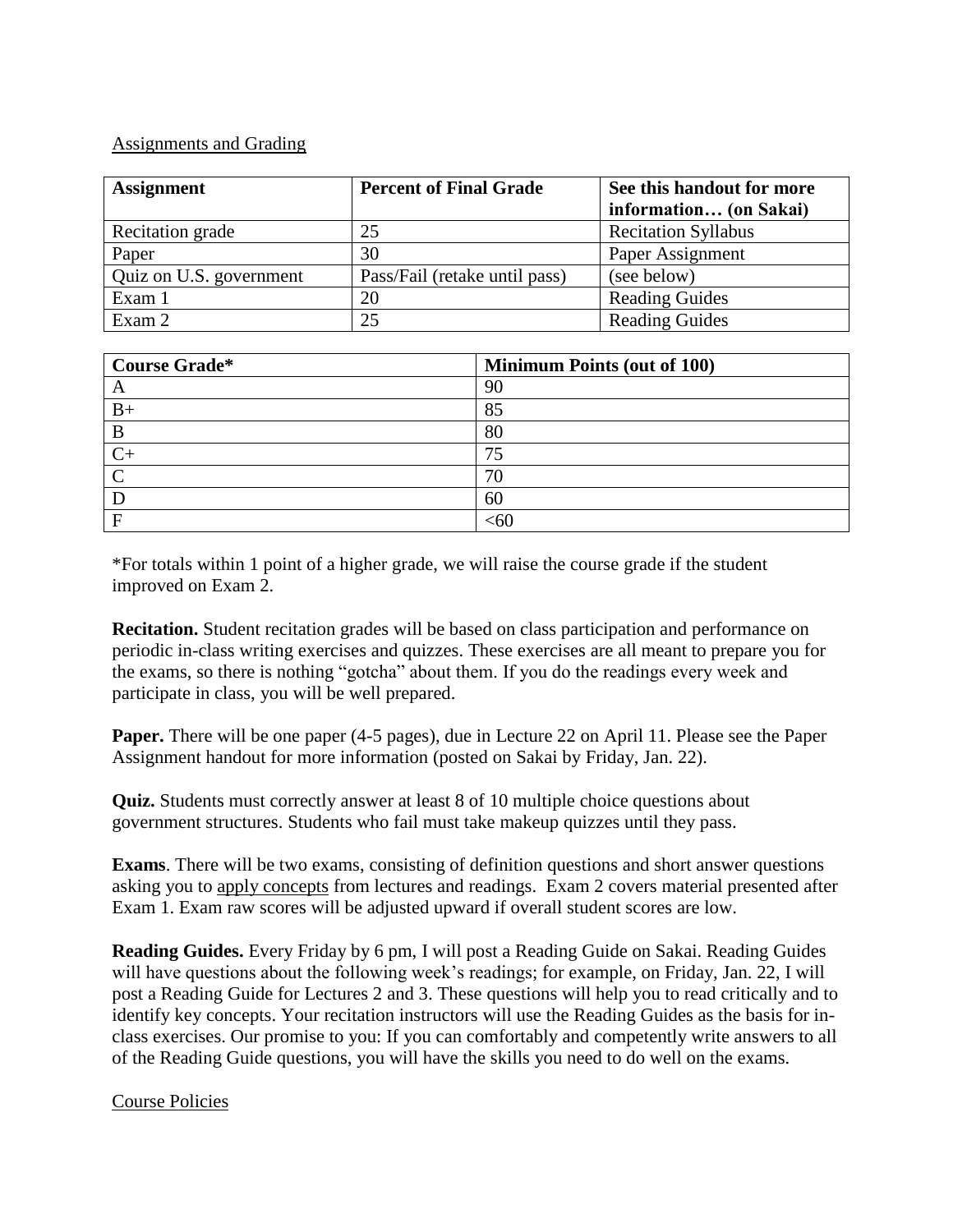Assignments and Grading

| Assignment | Percent of Final Grade | See this handout for more information… (on Sakai) |
|---|---|---|
| Recitation grade | 25 | Recitation Syllabus |
| Paper | 30 | Paper Assignment |
| Quiz on U.S. government | Pass/Fail (retake until pass) | (see below) |
| Exam 1 | 20 | Reading Guides |
| Exam 2 | 25 | Reading Guides |

| Course Grade* | Minimum Points (out of 100) |
|---|---|
| A | 90 |
| B+ | 85 |
| B | 80 |
| C+ | 75 |
| C | 70 |
| D | 60 |
| F | <60 |

*For totals within 1 point of a higher grade, we will raise the course grade if the student improved on Exam 2.

**Recitation.** Student recitation grades will be based on class participation and performance on periodic in-class writing exercises and quizzes. These exercises are all meant to prepare you for the exams, so there is nothing "gotcha" about them. If you do the readings every week and participate in class, you will be well prepared.

**Paper.** There will be one paper (4-5 pages), due in Lecture 22 on April 11. Please see the Paper Assignment handout for more information (posted on Sakai by Friday, Jan. 22).

**Quiz.** Students must correctly answer at least 8 of 10 multiple choice questions about government structures. Students who fail must take makeup quizzes until they pass.

**Exams**. There will be two exams, consisting of definition questions and short answer questions asking you to apply concepts from lectures and readings. Exam 2 covers material presented after Exam 1. Exam raw scores will be adjusted upward if overall student scores are low.

**Reading Guides.** Every Friday by 6 pm, I will post a Reading Guide on Sakai. Reading Guides will have questions about the following week's readings; for example, on Friday, Jan. 22, I will post a Reading Guide for Lectures 2 and 3. These questions will help you to read critically and to identify key concepts. Your recitation instructors will use the Reading Guides as the basis for in-class exercises. Our promise to you: If you can comfortably and competently write answers to all of the Reading Guide questions, you will have the skills you need to do well on the exams.

Course Policies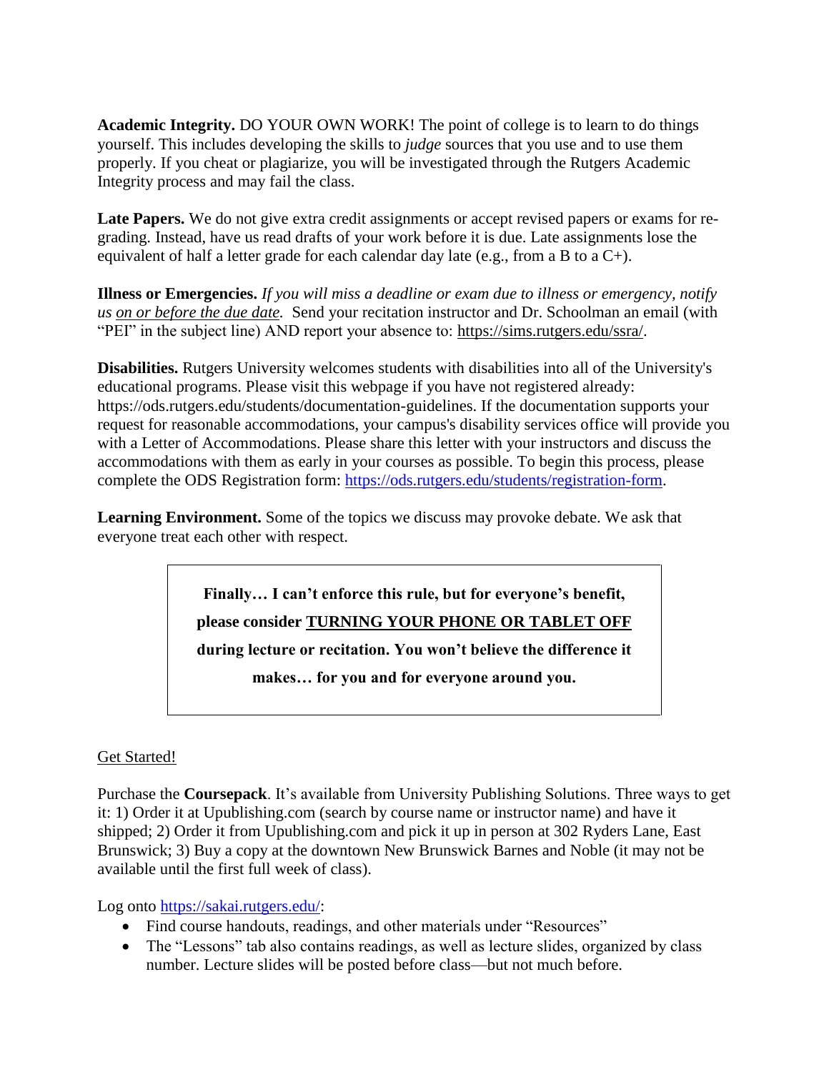**Academic Integrity.** DO YOUR OWN WORK! The point of college is to learn to do things yourself. This includes developing the skills to *judge* sources that you use and to use them properly. If you cheat or plagiarize, you will be investigated through the Rutgers Academic Integrity process and may fail the class.

**Late Papers.** We do not give extra credit assignments or accept revised papers or exams for re-grading. Instead, have us read drafts of your work before it is due. Late assignments lose the equivalent of half a letter grade for each calendar day late (e.g., from a B to a C+).

**Illness or Emergencies.** *If you will miss a deadline or exam due to illness or emergency, notify us on or before the due date.* Send your recitation instructor and Dr. Schoolman an email (with "PEI" in the subject line) AND report your absence to: https://sims.rutgers.edu/ssra/.

**Disabilities.** Rutgers University welcomes students with disabilities into all of the University's educational programs. Please visit this webpage if you have not registered already: https://ods.rutgers.edu/students/documentation-guidelines. If the documentation supports your request for reasonable accommodations, your campus's disability services office will provide you with a Letter of Accommodations. Please share this letter with your instructors and discuss the accommodations with them as early in your courses as possible. To begin this process, please complete the ODS Registration form: https://ods.rutgers.edu/students/registration-form.

**Learning Environment.** Some of the topics we discuss may provoke debate. We ask that everyone treat each other with respect.

> **Finally… I can't enforce this rule, but for everyone's benefit, please consider TURNING YOUR PHONE OR TABLET OFF during lecture or recitation. You won't believe the difference it makes… for you and for everyone around you.**

Get Started!

Purchase the **Coursepack**. It's available from University Publishing Solutions. Three ways to get it: 1) Order it at Upublishing.com (search by course name or instructor name) and have it shipped; 2) Order it from Upublishing.com and pick it up in person at 302 Ryders Lane, East Brunswick; 3) Buy a copy at the downtown New Brunswick Barnes and Noble (it may not be available until the first full week of class).

Log onto https://sakai.rutgers.edu/:

- Find course handouts, readings, and other materials under "Resources"
- The "Lessons" tab also contains readings, as well as lecture slides, organized by class number. Lecture slides will be posted before class—but not much before.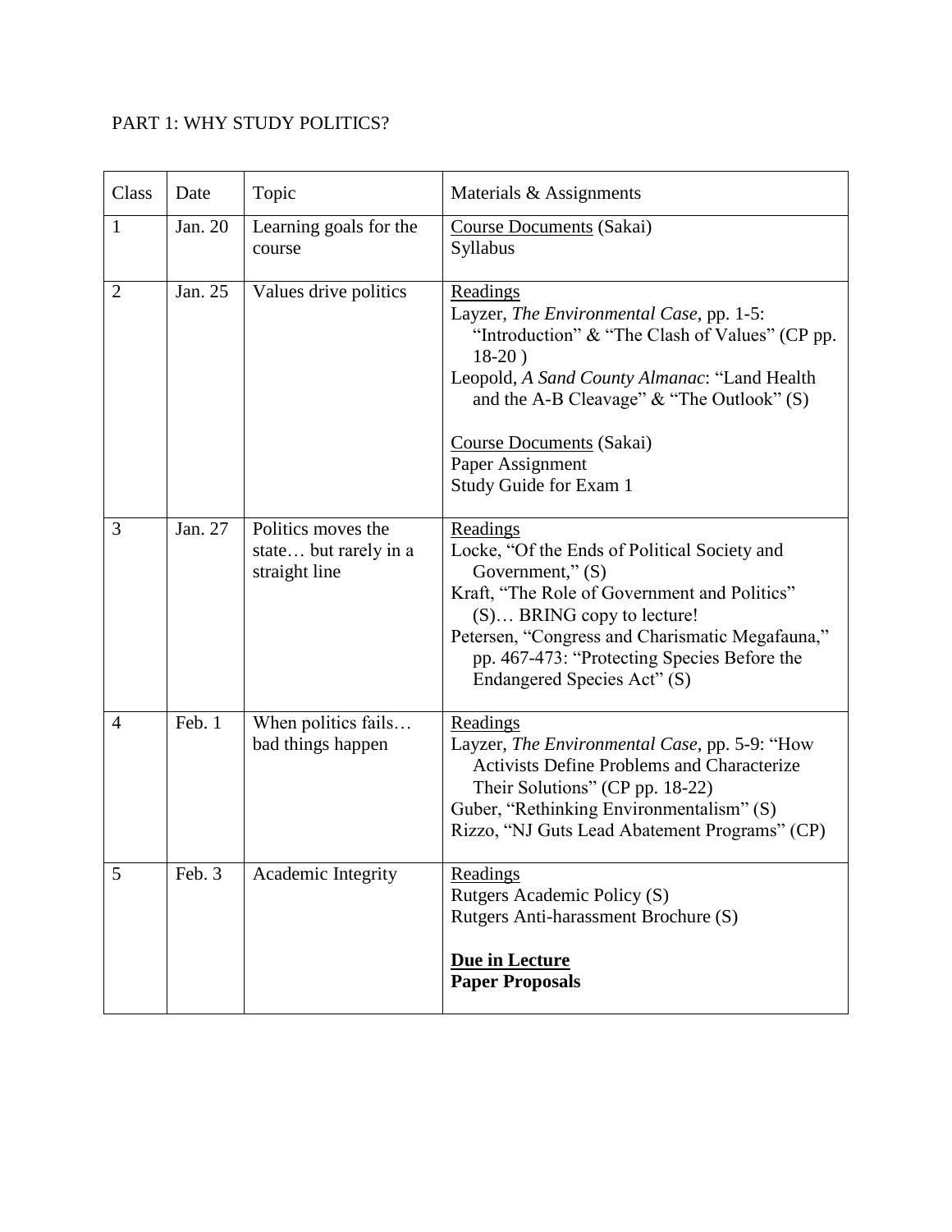PART 1: WHY STUDY POLITICS?

| Class | Date | Topic | Materials & Assignments |
|---|---|---|---|
| 1 | Jan. 20 | Learning goals for the course | <u>Course Documents</u> (Sakai)<br>Syllabus |
| 2 | Jan. 25 | Values drive politics | <u>Readings</u><br>Layzer, *The Environmental Case*, pp. 1-5: "Introduction" & "The Clash of Values" (CP pp. 18-20 )<br>Leopold, *A Sand County Almanac*: "Land Health and the A-B Cleavage" & "The Outlook" (S)<br><br><u>Course Documents</u> (Sakai)<br>Paper Assignment<br>Study Guide for Exam 1 |
| 3 | Jan. 27 | Politics moves the state… but rarely in a straight line | <u>Readings</u><br>Locke, "Of the Ends of Political Society and Government," (S)<br>Kraft, "The Role of Government and Politics" (S)… BRING copy to lecture!<br>Petersen, "Congress and Charismatic Megafauna," pp. 467-473: "Protecting Species Before the Endangered Species Act" (S) |
| 4 | Feb. 1 | When politics fails… bad things happen | <u>Readings</u><br>Layzer, *The Environmental Case*, pp. 5-9: "How Activists Define Problems and Characterize Their Solutions" (CP pp. 18-22)<br>Guber, "Rethinking Environmentalism" (S)<br>Rizzo, "NJ Guts Lead Abatement Programs" (CP) |
| 5 | Feb. 3 | Academic Integrity | <u>Readings</u><br>Rutgers Academic Policy (S)<br>Rutgers Anti-harassment Brochure (S)<br><br>**<u>Due in Lecture</u>**<br>**Paper Proposals** |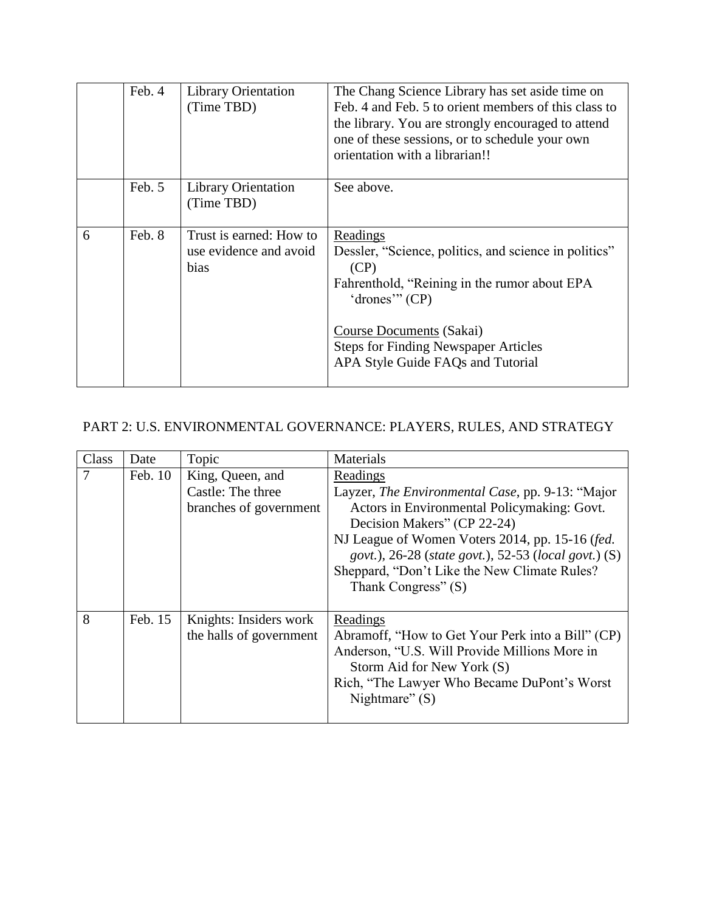| | | | |
|---|---|---|---|
| | Feb. 4 | Library Orientation (Time TBD) | The Chang Science Library has set aside time on Feb. 4 and Feb. 5 to orient members of this class to the library. You are strongly encouraged to attend one of these sessions, or to schedule your own orientation with a librarian!! |
| | Feb. 5 | Library Orientation (Time TBD) | See above. |
| 6 | Feb. 8 | Trust is earned: How to use evidence and avoid bias | Readings<br>Dessler, "Science, politics, and science in politics" (CP)<br>Fahrenthold, "Reining in the rumor about EPA 'drones'" (CP)<br><br>Course Documents (Sakai)<br>Steps for Finding Newspaper Articles<br>APA Style Guide FAQs and Tutorial |

PART 2: U.S. ENVIRONMENTAL GOVERNANCE: PLAYERS, RULES, AND STRATEGY

| Class | Date | Topic | Materials |
|---|---|---|---|
| 7 | Feb. 10 | King, Queen, and Castle: The three branches of government | Readings<br>Layzer, *The Environmental Case*, pp. 9-13: "Major Actors in Environmental Policymaking: Govt. Decision Makers" (CP 22-24)<br>NJ League of Women Voters 2014, pp. 15-16 (*fed. govt.*), 26-28 (*state govt.*), 52-53 (*local govt.*) (S)<br>Sheppard, "Don't Like the New Climate Rules? Thank Congress" (S) |
| 8 | Feb. 15 | Knights: Insiders work the halls of government | Readings<br>Abramoff, "How to Get Your Perk into a Bill" (CP)<br>Anderson, "U.S. Will Provide Millions More in Storm Aid for New York (S)<br>Rich, "The Lawyer Who Became DuPont's Worst Nightmare" (S) |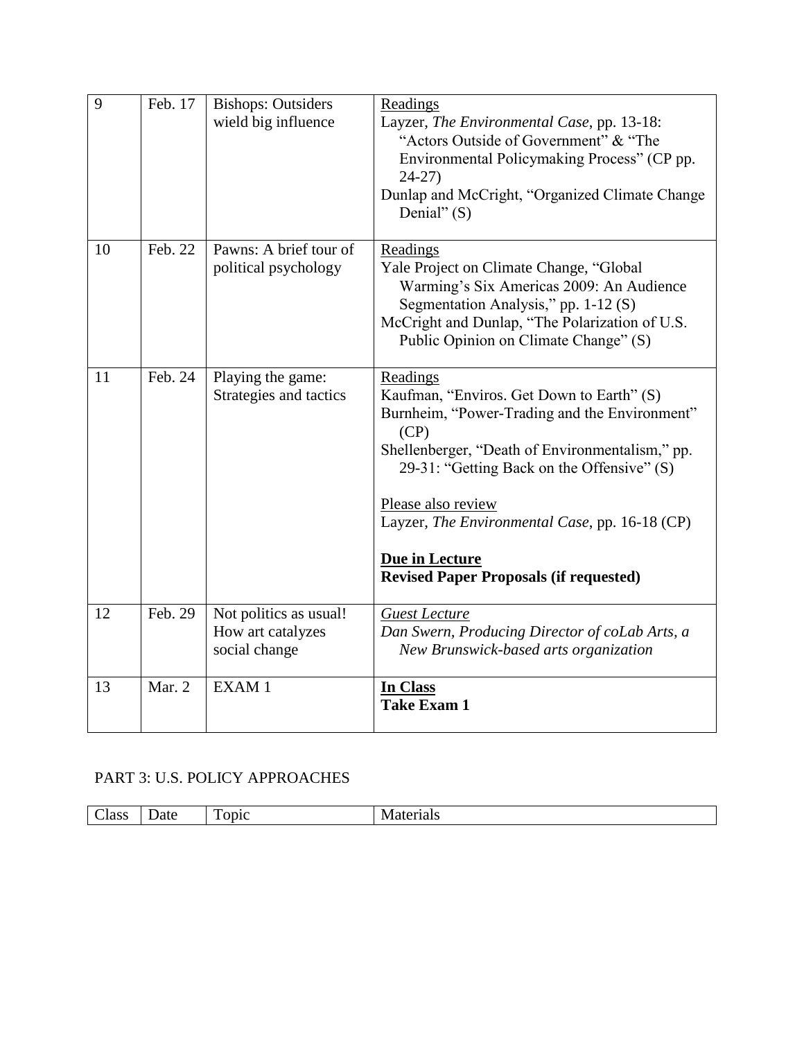| 9 | Feb. 17 | Bishops: Outsiders wield big influence | Readings<br>Layzer, *The Environmental Case*, pp. 13-18: "Actors Outside of Government" & "The Environmental Policymaking Process" (CP pp. 24-27)<br>Dunlap and McCright, "Organized Climate Change Denial" (S) |
|---|---|---|---|
| 10 | Feb. 22 | Pawns: A brief tour of political psychology | Readings<br>Yale Project on Climate Change, "Global Warming's Six Americas 2009: An Audience Segmentation Analysis," pp. 1-12 (S)<br>McCright and Dunlap, "The Polarization of U.S. Public Opinion on Climate Change" (S) |
| 11 | Feb. 24 | Playing the game: Strategies and tactics | Readings<br>Kaufman, "Enviros. Get Down to Earth" (S)<br>Burnheim, "Power-Trading and the Environment" (CP)<br>Shellenberger, "Death of Environmentalism," pp. 29-31: "Getting Back on the Offensive" (S)<br><br>Please also review<br>Layzer, *The Environmental Case*, pp. 16-18 (CP)<br><br>**Due in Lecture**<br>**Revised Paper Proposals (if requested)** |
| 12 | Feb. 29 | Not politics as usual! How art catalyzes social change | *Guest Lecture*<br>*Dan Swern, Producing Director of coLab Arts, a New Brunswick-based arts organization* |
| 13 | Mar. 2 | EXAM 1 | **In Class**<br>**Take Exam 1** |

PART 3: U.S. POLICY APPROACHES

| Class | Date | Topic | Materials |
|---|---|---|---|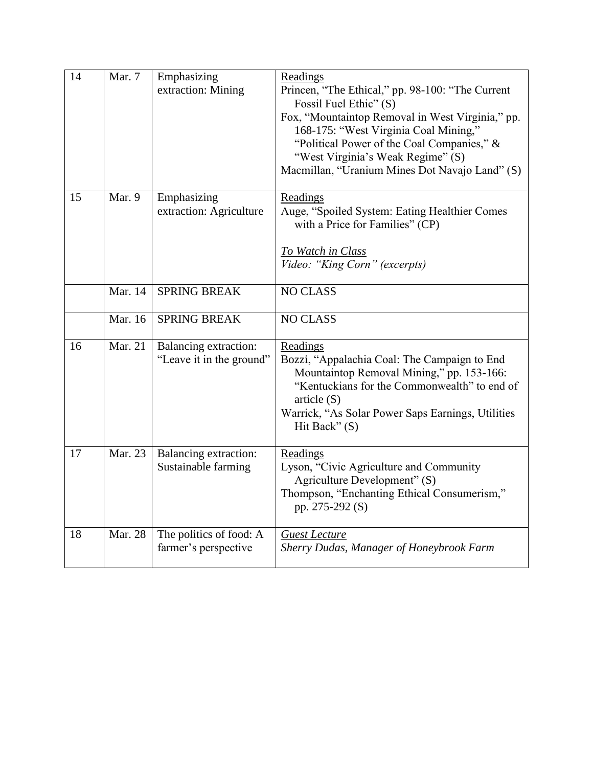| 14 | Mar. 7 | Emphasizing extraction: Mining | Readings<br>Princen, "The Ethical," pp. 98-100: "The Current Fossil Fuel Ethic" (S)<br>Fox, "Mountaintop Removal in West Virginia," pp. 168-175: "West Virginia Coal Mining," "Political Power of the Coal Companies," & "West Virginia's Weak Regime" (S)<br>Macmillan, "Uranium Mines Dot Navajo Land" (S) |
|---|---|---|---|
| 15 | Mar. 9 | Emphasizing extraction: Agriculture | Readings<br>Auge, "Spoiled System: Eating Healthier Comes with a Price for Families" (CP)<br><br>*To Watch in Class*<br>*Video: "King Corn" (excerpts)* |
| | Mar. 14 | SPRING BREAK | NO CLASS |
| | Mar. 16 | SPRING BREAK | NO CLASS |
| 16 | Mar. 21 | Balancing extraction: "Leave it in the ground" | Readings<br>Bozzi, "Appalachia Coal: The Campaign to End Mountaintop Removal Mining," pp. 153-166: "Kentuckians for the Commonwealth" to end of article (S)<br>Warrick, "As Solar Power Saps Earnings, Utilities Hit Back" (S) |
| 17 | Mar. 23 | Balancing extraction: Sustainable farming | Readings<br>Lyson, "Civic Agriculture and Community Agriculture Development" (S)<br>Thompson, "Enchanting Ethical Consumerism," pp. 275-292 (S) |
| 18 | Mar. 28 | The politics of food: A farmer's perspective | *Guest Lecture*<br>*Sherry Dudas, Manager of Honeybrook Farm* |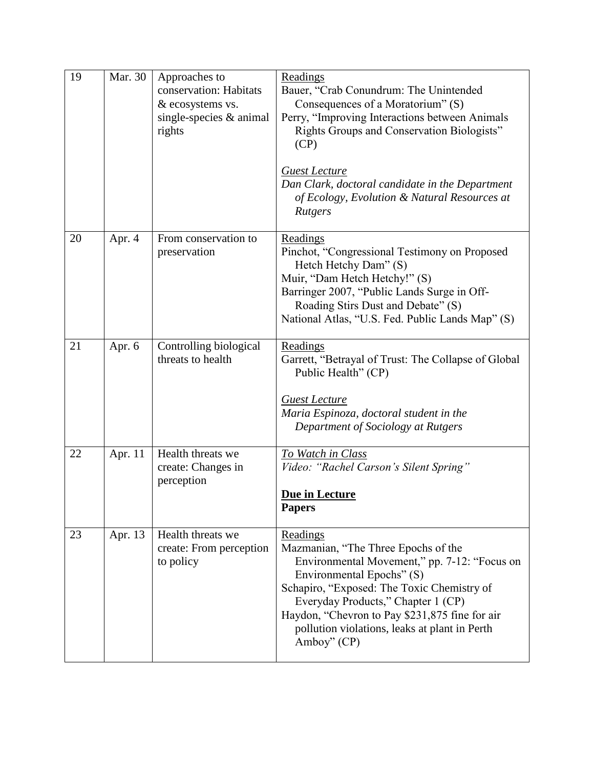| 19 | Mar. 30 | Approaches to conservation: Habitats & ecosystems vs. single-species & animal rights | Readings<br>Bauer, "Crab Conundrum: The Unintended Consequences of a Moratorium" (S)<br>Perry, "Improving Interactions between Animals Rights Groups and Conservation Biologists" (CP)<br><br>*Guest Lecture*<br>*Dan Clark, doctoral candidate in the Department of Ecology, Evolution & Natural Resources at Rutgers* |
|---|---|---|---|
| 20 | Apr. 4 | From conservation to preservation | Readings<br>Pinchot, "Congressional Testimony on Proposed Hetch Hetchy Dam" (S)<br>Muir, "Dam Hetch Hetchy!" (S)<br>Barringer 2007, "Public Lands Surge in Off-Roading Stirs Dust and Debate" (S)<br>National Atlas, "U.S. Fed. Public Lands Map" (S) |
| 21 | Apr. 6 | Controlling biological threats to health | Readings<br>Garrett, "Betrayal of Trust: The Collapse of Global Public Health" (CP)<br><br>*Guest Lecture*<br>*Maria Espinoza, doctoral student in the Department of Sociology at Rutgers* |
| 22 | Apr. 11 | Health threats we create: Changes in perception | *To Watch in Class*<br>*Video: "Rachel Carson's Silent Spring"*<br><br>**Due in Lecture**<br>**Papers** |
| 23 | Apr. 13 | Health threats we create: From perception to policy | Readings<br>Mazmanian, "The Three Epochs of the Environmental Movement," pp. 7-12: "Focus on Environmental Epochs" (S)<br>Schapiro, "Exposed: The Toxic Chemistry of Everyday Products," Chapter 1 (CP)<br>Haydon, "Chevron to Pay $231,875 fine for air pollution violations, leaks at plant in Perth Amboy" (CP) |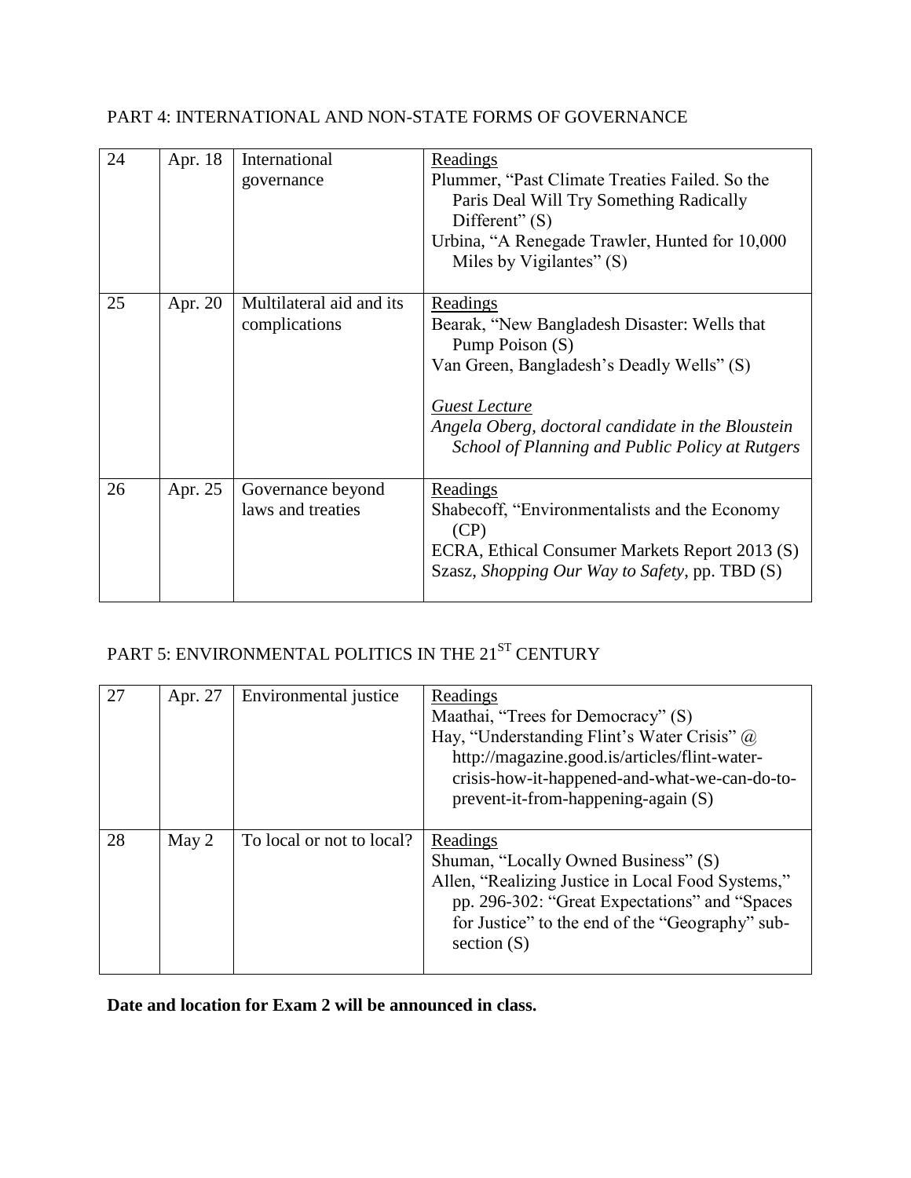PART 4: INTERNATIONAL AND NON-STATE FORMS OF GOVERNANCE

| | | | |
|---|---|---|---|
| 24 | Apr. 18 | International governance | Readings<br>Plummer, "Past Climate Treaties Failed. So the Paris Deal Will Try Something Radically Different" (S)<br>Urbina, "A Renegade Trawler, Hunted for 10,000 Miles by Vigilantes" (S) |
| 25 | Apr. 20 | Multilateral aid and its complications | Readings<br>Bearak, "New Bangladesh Disaster: Wells that Pump Poison (S)<br>Van Green, Bangladesh's Deadly Wells" (S)<br><br>*Guest Lecture*<br>*Angela Oberg, doctoral candidate in the Bloustein School of Planning and Public Policy at Rutgers* |
| 26 | Apr. 25 | Governance beyond laws and treaties | Readings<br>Shabecoff, "Environmentalists and the Economy (CP)<br>ECRA, Ethical Consumer Markets Report 2013 (S)<br>Szasz, *Shopping Our Way to Safety*, pp. TBD (S) |

PART 5: ENVIRONMENTAL POLITICS IN THE 21ST CENTURY

| | | | |
|---|---|---|---|
| 27 | Apr. 27 | Environmental justice | Readings<br>Maathai, "Trees for Democracy" (S)<br>Hay, "Understanding Flint's Water Crisis" @ http://magazine.good.is/articles/flint-water-crisis-how-it-happened-and-what-we-can-do-to-prevent-it-from-happening-again (S) |
| 28 | May 2 | To local or not to local? | Readings<br>Shuman, "Locally Owned Business" (S)<br>Allen, "Realizing Justice in Local Food Systems," pp. 296-302: "Great Expectations" and "Spaces for Justice" to the end of the "Geography" sub-section (S) |

**Date and location for Exam 2 will be announced in class.**